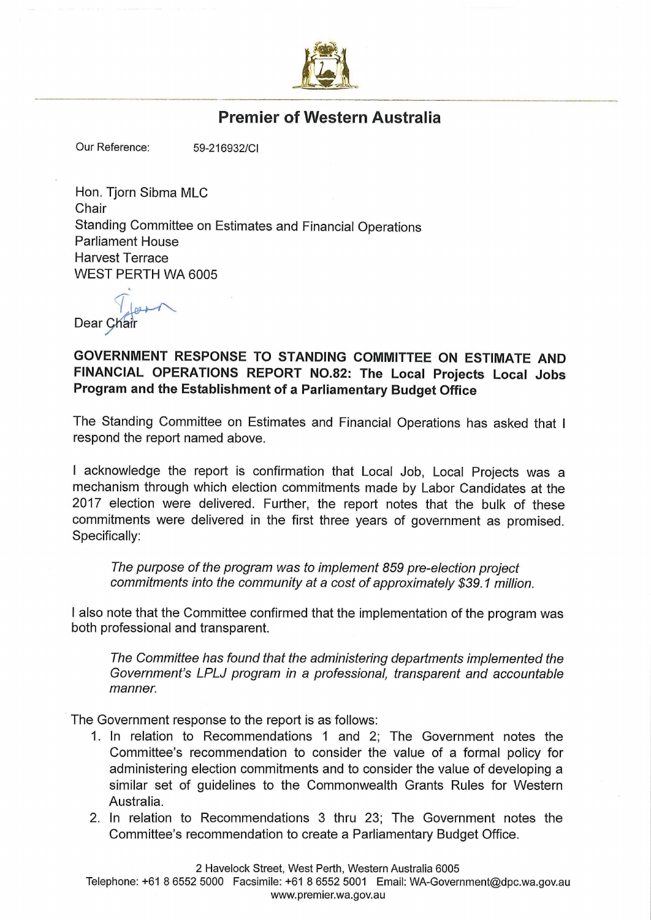# Premier of Western Australia

Our Reference: 59-216932/CI

Hon. Tjorn Sibma MLC
Chair
Standing Committee on Estimates and Financial Operations
Parliament House
Harvest Terrace
WEST PERTH WA 6005

Dear Chair

**GOVERNMENT RESPONSE TO STANDING COMMITTEE ON ESTIMATE AND FINANCIAL OPERATIONS REPORT NO.82: The Local Projects Local Jobs Program and the Establishment of a Parliamentary Budget Office**

The Standing Committee on Estimates and Financial Operations has asked that I respond the report named above.

I acknowledge the report is confirmation that Local Job, Local Projects was a mechanism through which election commitments made by Labor Candidates at the 2017 election were delivered. Further, the report notes that the bulk of these commitments were delivered in the first three years of government as promised. Specifically:

> *The purpose of the program was to implement 859 pre-election project commitments into the community at a cost of approximately $39.1 million.*

I also note that the Committee confirmed that the implementation of the program was both professional and transparent.

> *The Committee has found that the administering departments implemented the Government's LPLJ program in a professional, transparent and accountable manner.*

The Government response to the report is as follows:

1. In relation to Recommendations 1 and 2; The Government notes the Committee's recommendation to consider the value of a formal policy for administering election commitments and to consider the value of developing a similar set of guidelines to the Commonwealth Grants Rules for Western Australia.
2. In relation to Recommendations 3 thru 23; The Government notes the Committee's recommendation to create a Parliamentary Budget Office.

2 Havelock Street, West Perth, Western Australia 6005
Telephone: +61 8 6552 5000 Facsimile: +61 8 6552 5001 Email: WA-Government@dpc.wa.gov.au
www.premier.wa.gov.au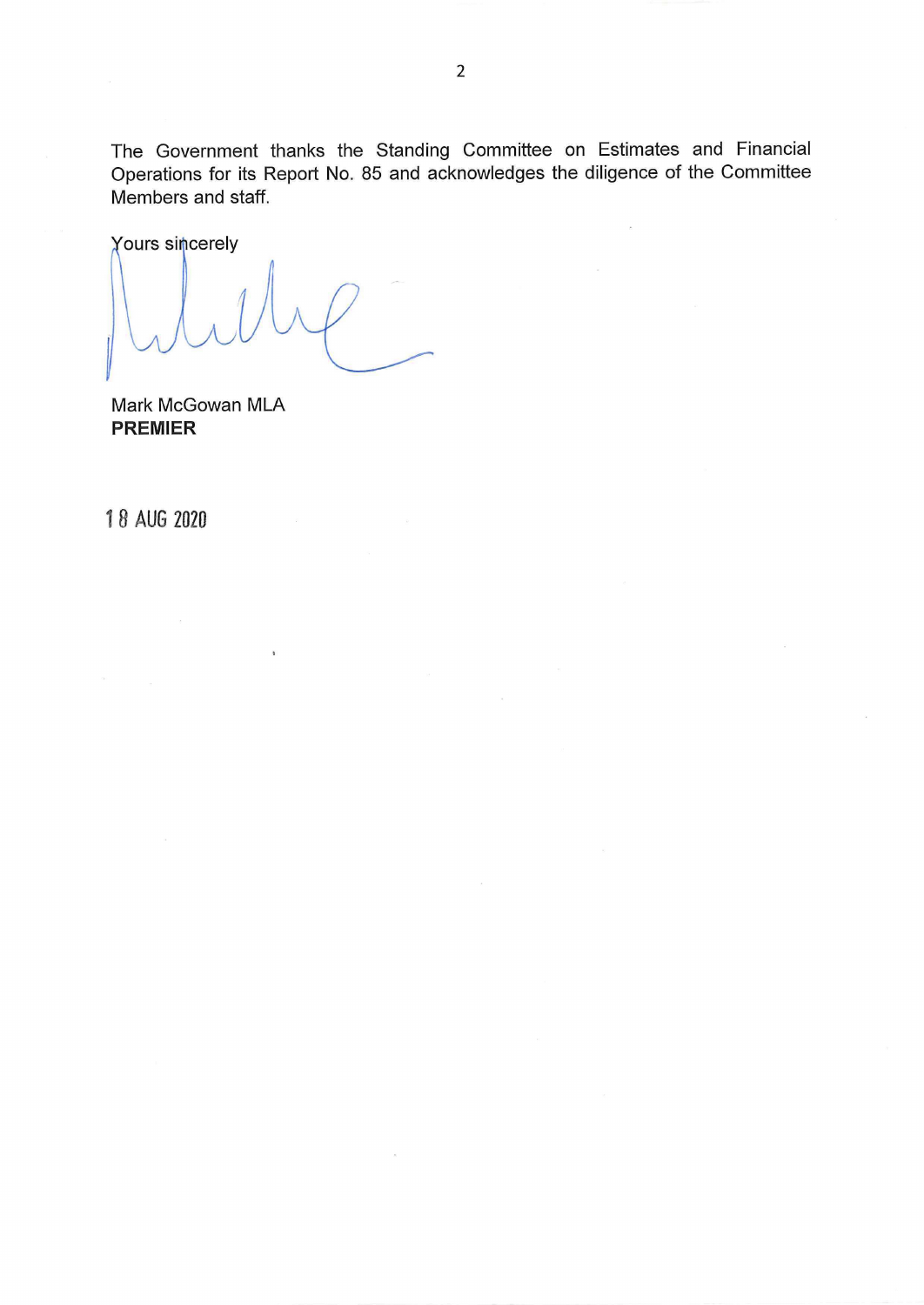The Government thanks the Standing Committee on Estimates and Financial Operations for its Report No. 85 and acknowledges the diligence of the Committee Members and staff.

Yours sincerely

Mark McGowan MLA
**PREMIER**

18 AUG 2020